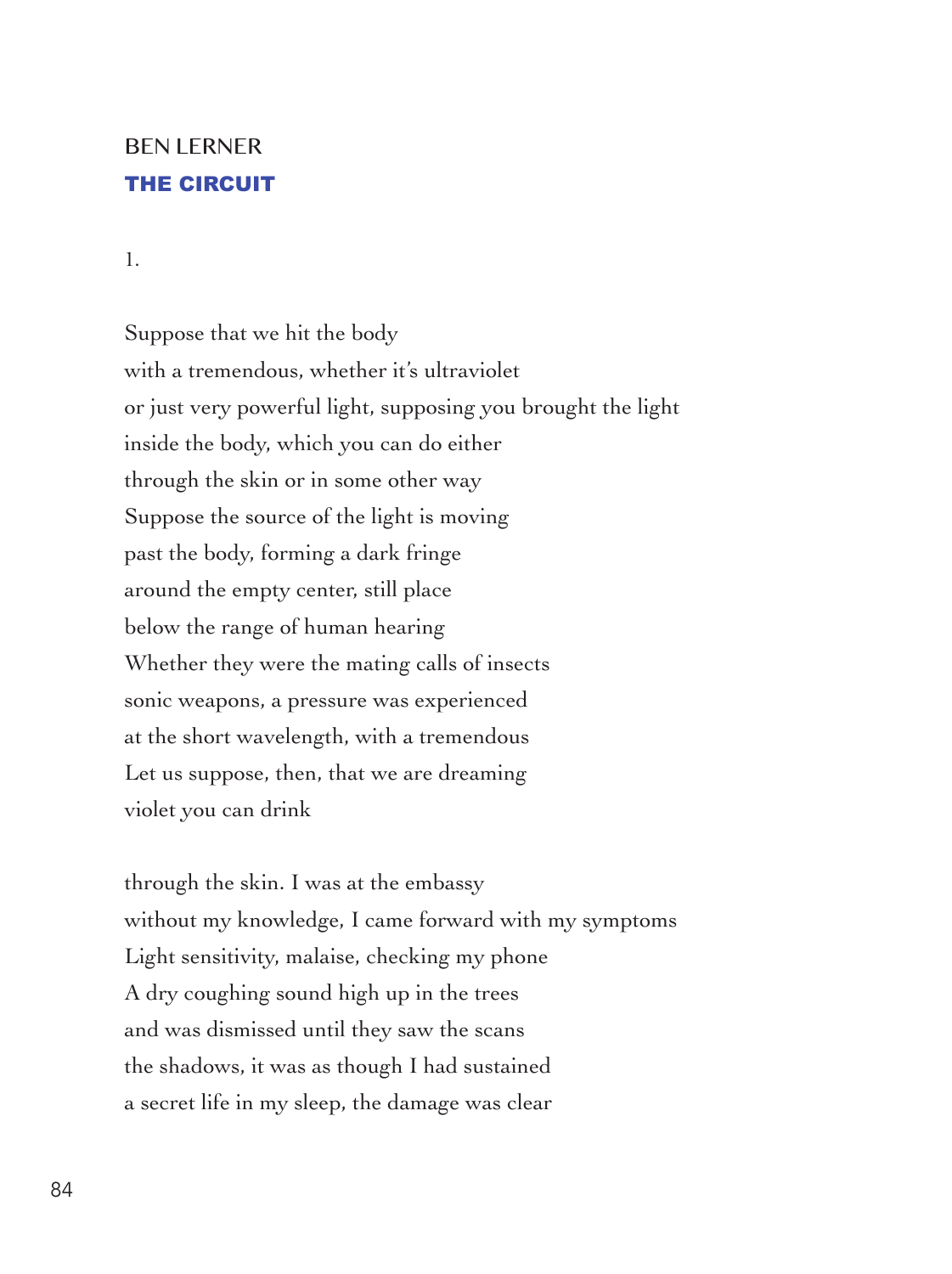BEN LERNER

# THE CIRCUIT

1.

Suppose that we hit the body  
with a tremendous, whether it's ultraviolet  
or just very powerful light, supposing you brought the light  
inside the body, which you can do either  
through the skin or in some other way  
Suppose the source of the light is moving  
past the body, forming a dark fringe  
around the empty center, still place  
below the range of human hearing  
Whether they were the mating calls of insects  
sonic weapons, a pressure was experienced  
at the short wavelength, with a tremendous  
Let us suppose, then, that we are dreaming  
violet you can drink

through the skin. I was at the embassy  
without my knowledge, I came forward with my symptoms  
Light sensitivity, malaise, checking my phone  
A dry coughing sound high up in the trees  
and was dismissed until they saw the scans  
the shadows, it was as though I had sustained  
a secret life in my sleep, the damage was clear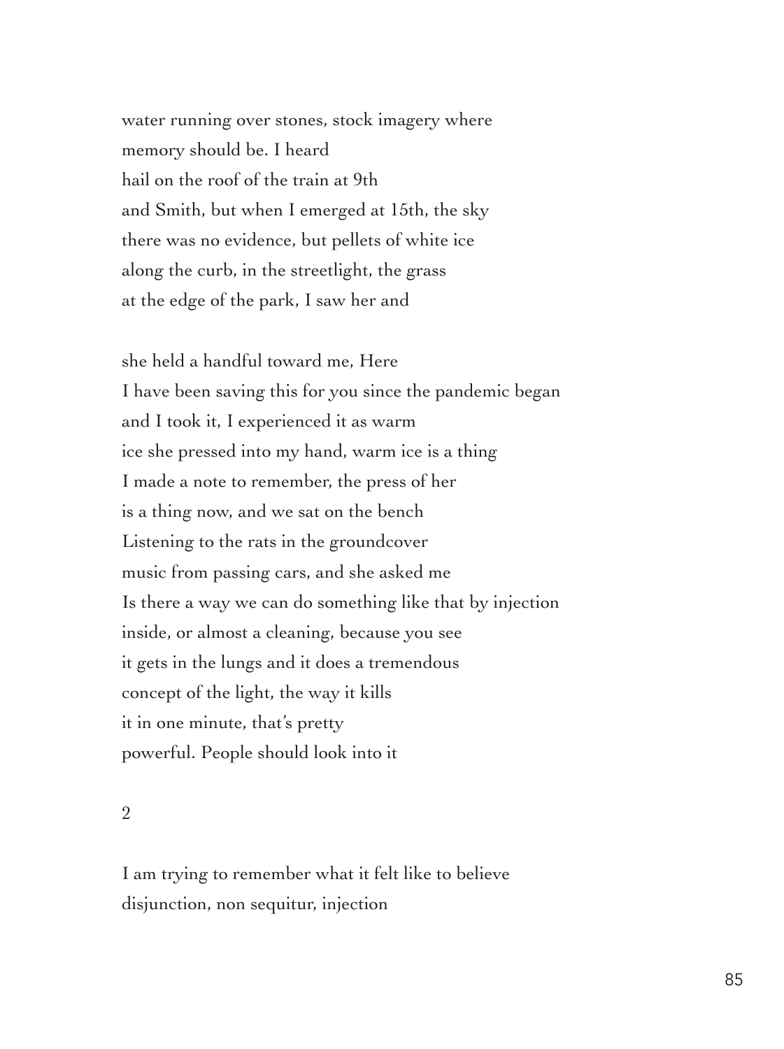water running over stones, stock imagery where
memory should be. I heard
hail on the roof of the train at 9th
and Smith, but when I emerged at 15th, the sky
there was no evidence, but pellets of white ice
along the curb, in the streetlight, the grass
at the edge of the park, I saw her and

she held a handful toward me, Here
I have been saving this for you since the pandemic began
and I took it, I experienced it as warm
ice she pressed into my hand, warm ice is a thing
I made a note to remember, the press of her
is a thing now, and we sat on the bench
Listening to the rats in the groundcover
music from passing cars, and she asked me
Is there a way we can do something like that by injection
inside, or almost a cleaning, because you see
it gets in the lungs and it does a tremendous
concept of the light, the way it kills
it in one minute, that's pretty
powerful. People should look into it

2

I am trying to remember what it felt like to believe
disjunction, non sequitur, injection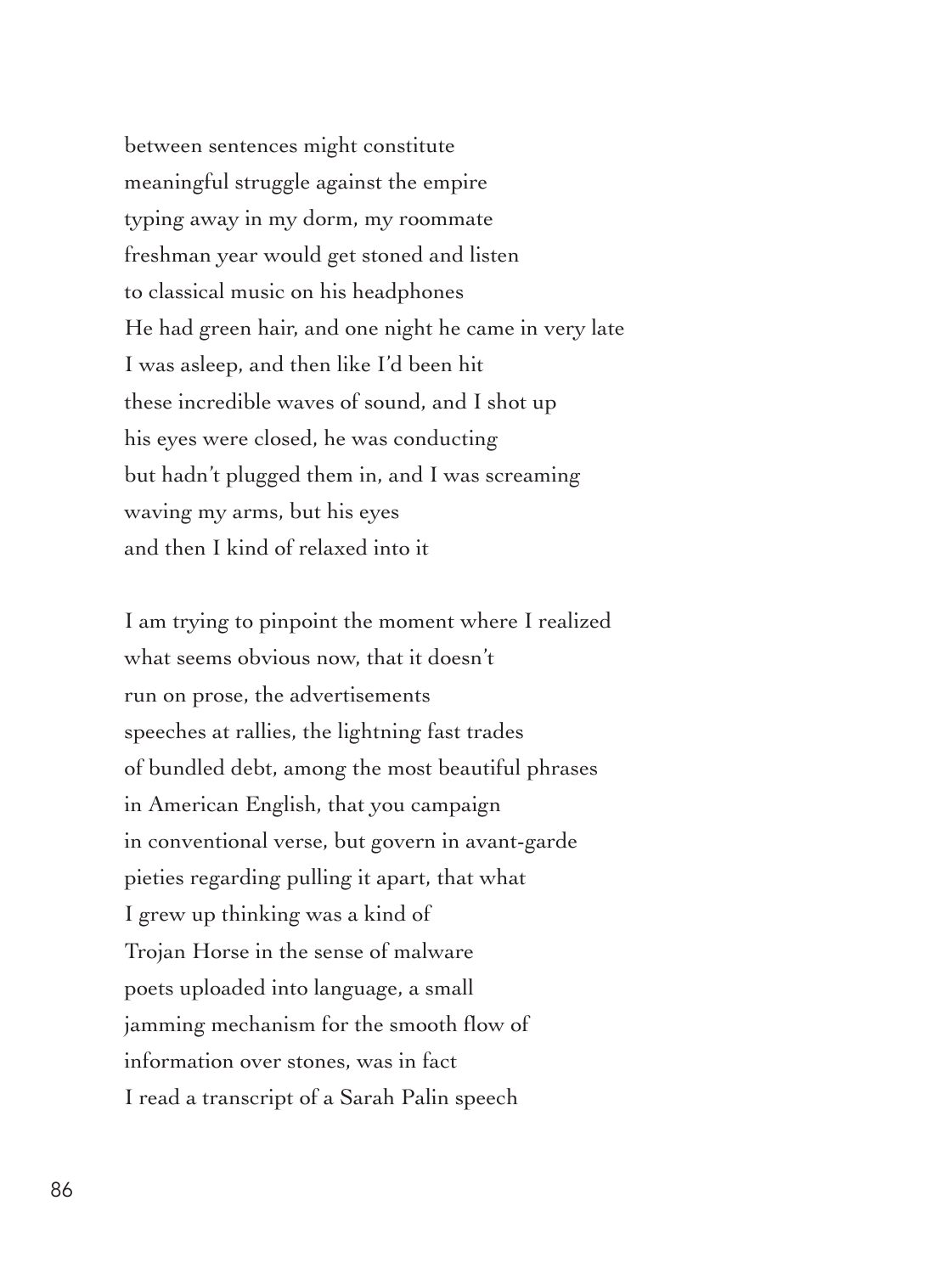between sentences might constitute
meaningful struggle against the empire
typing away in my dorm, my roommate
freshman year would get stoned and listen
to classical music on his headphones
He had green hair, and one night he came in very late
I was asleep, and then like I'd been hit
these incredible waves of sound, and I shot up
his eyes were closed, he was conducting
but hadn't plugged them in, and I was screaming
waving my arms, but his eyes
and then I kind of relaxed into it

I am trying to pinpoint the moment where I realized
what seems obvious now, that it doesn't
run on prose, the advertisements
speeches at rallies, the lightning fast trades
of bundled debt, among the most beautiful phrases
in American English, that you campaign
in conventional verse, but govern in avant-garde
pieties regarding pulling it apart, that what
I grew up thinking was a kind of
Trojan Horse in the sense of malware
poets uploaded into language, a small
jamming mechanism for the smooth flow of
information over stones, was in fact
I read a transcript of a Sarah Palin speech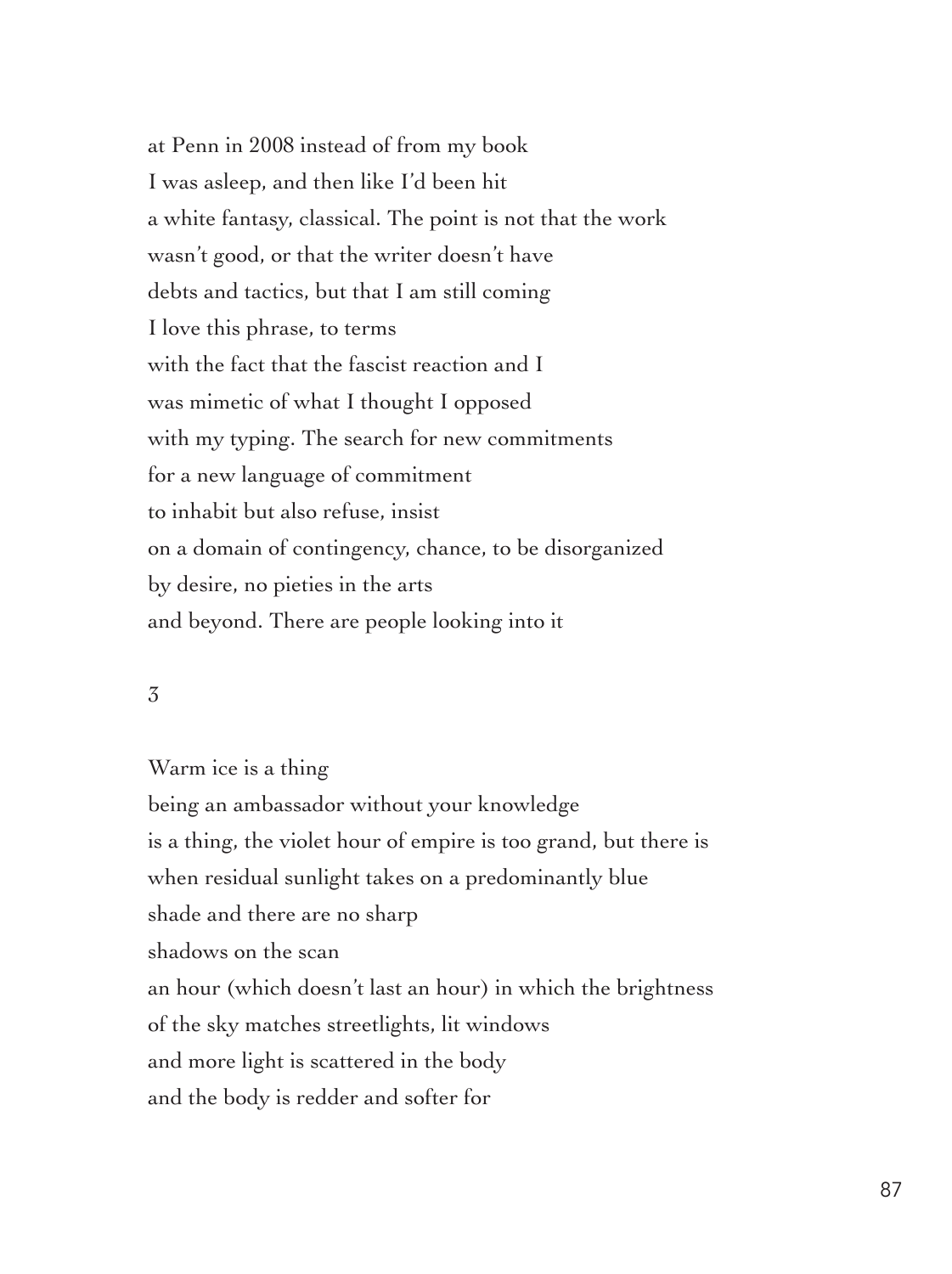at Penn in 2008 instead of from my book  
I was asleep, and then like I'd been hit  
a white fantasy, classical. The point is not that the work  
wasn't good, or that the writer doesn't have  
debts and tactics, but that I am still coming  
I love this phrase, to terms  
with the fact that the fascist reaction and I  
was mimetic of what I thought I opposed  
with my typing. The search for new commitments  
for a new language of commitment  
to inhabit but also refuse, insist  
on a domain of contingency, chance, to be disorganized  
by desire, no pieties in the arts  
and beyond. There are people looking into it

3

Warm ice is a thing  
being an ambassador without your knowledge  
is a thing, the violet hour of empire is too grand, but there is  
when residual sunlight takes on a predominantly blue  
shade and there are no sharp  
shadows on the scan  
an hour (which doesn't last an hour) in which the brightness  
of the sky matches streetlights, lit windows  
and more light is scattered in the body  
and the body is redder and softer for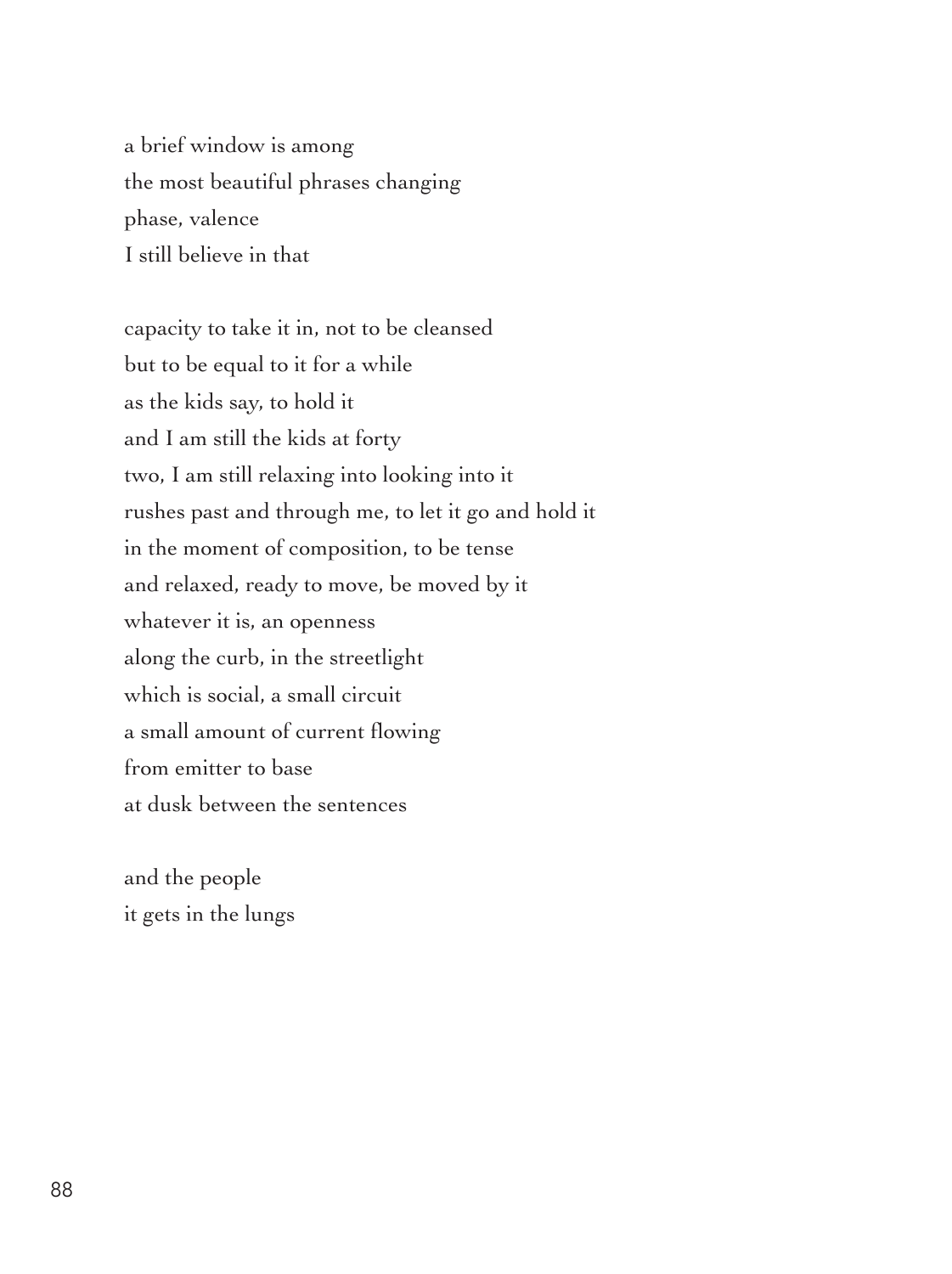a brief window is among  
the most beautiful phrases changing  
phase, valence  
I still believe in that

capacity to take it in, not to be cleansed  
but to be equal to it for a while  
as the kids say, to hold it  
and I am still the kids at forty  
two, I am still relaxing into looking into it  
rushes past and through me, to let it go and hold it  
in the moment of composition, to be tense  
and relaxed, ready to move, be moved by it  
whatever it is, an openness  
along the curb, in the streetlight  
which is social, a small circuit  
a small amount of current flowing  
from emitter to base  
at dusk between the sentences

and the people  
it gets in the lungs